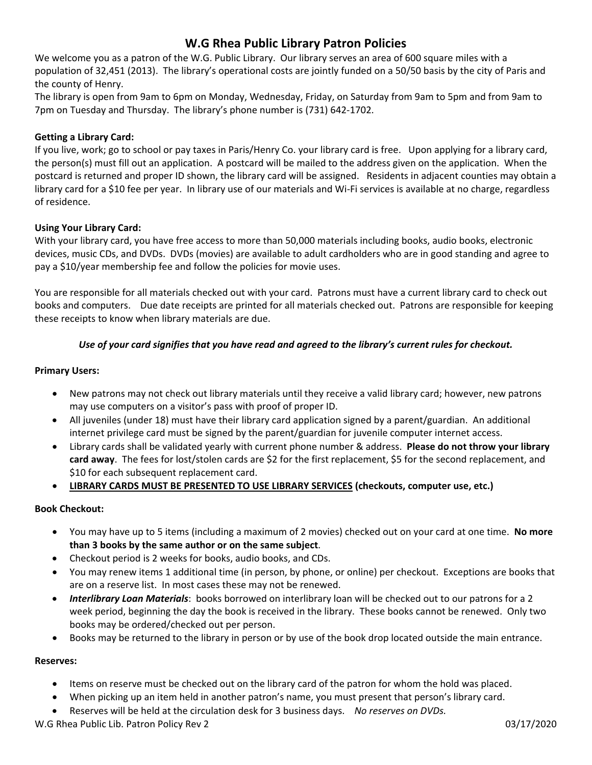# W.G Rhea Public Library Patron Policies

We welcome you as a patron of the W.G. Public Library. Our library serves an area of 600 square miles with a population of 32,451 (2013). The library's operational costs are jointly funded on a 50/50 basis by the city of Paris and the county of Henry.

The library is open from 9am to 6pm on Monday, Wednesday, Friday, on Saturday from 9am to 5pm and from 9am to 7pm on Tuesday and Thursday. The library's phone number is (731) 642-1702.

**Getting a Library Card:**

If you live, work; go to school or pay taxes in Paris/Henry Co. your library card is free. Upon applying for a library card, the person(s) must fill out an application. A postcard will be mailed to the address given on the application. When the postcard is returned and proper ID shown, the library card will be assigned. Residents in adjacent counties may obtain a library card for a $10 fee per year. In library use of our materials and Wi-Fi services is available at no charge, regardless of residence.

**Using Your Library Card:**

With your library card, you have free access to more than 50,000 materials including books, audio books, electronic devices, music CDs, and DVDs. DVDs (movies) are available to adult cardholders who are in good standing and agree to pay a $10/year membership fee and follow the policies for movie uses.

You are responsible for all materials checked out with your card. Patrons must have a current library card to check out books and computers. Due date receipts are printed for all materials checked out. Patrons are responsible for keeping these receipts to know when library materials are due.

***Use of your card signifies that you have read and agreed to the library's current rules for checkout.***

**Primary Users:**

- New patrons may not check out library materials until they receive a valid library card; however, new patrons may use computers on a visitor's pass with proof of proper ID.
- All juveniles (under 18) must have their library card application signed by a parent/guardian. An additional internet privilege card must be signed by the parent/guardian for juvenile computer internet access.
- Library cards shall be validated yearly with current phone number & address. **Please do not throw your library card away**. The fees for lost/stolen cards are $2 for the first replacement, $5 for the second replacement, and $10 for each subsequent replacement card.
- **<u>LIBRARY CARDS MUST BE PRESENTED TO USE LIBRARY SERVICES</u> (checkouts, computer use, etc.)**

**Book Checkout:**

- You may have up to 5 items (including a maximum of 2 movies) checked out on your card at one time. **No more than 3 books by the same author or on the same subject**.
- Checkout period is 2 weeks for books, audio books, and CDs.
- You may renew items 1 additional time (in person, by phone, or online) per checkout. Exceptions are books that are on a reserve list. In most cases these may not be renewed.
- ***Interlibrary Loan Materials***: books borrowed on interlibrary loan will be checked out to our patrons for a 2 week period, beginning the day the book is received in the library. These books cannot be renewed. Only two books may be ordered/checked out per person.
- Books may be returned to the library in person or by use of the book drop located outside the main entrance.

**Reserves:**

- Items on reserve must be checked out on the library card of the patron for whom the hold was placed.
- When picking up an item held in another patron's name, you must present that person's library card.
- Reserves will be held at the circulation desk for 3 business days. *No reserves on DVDs.*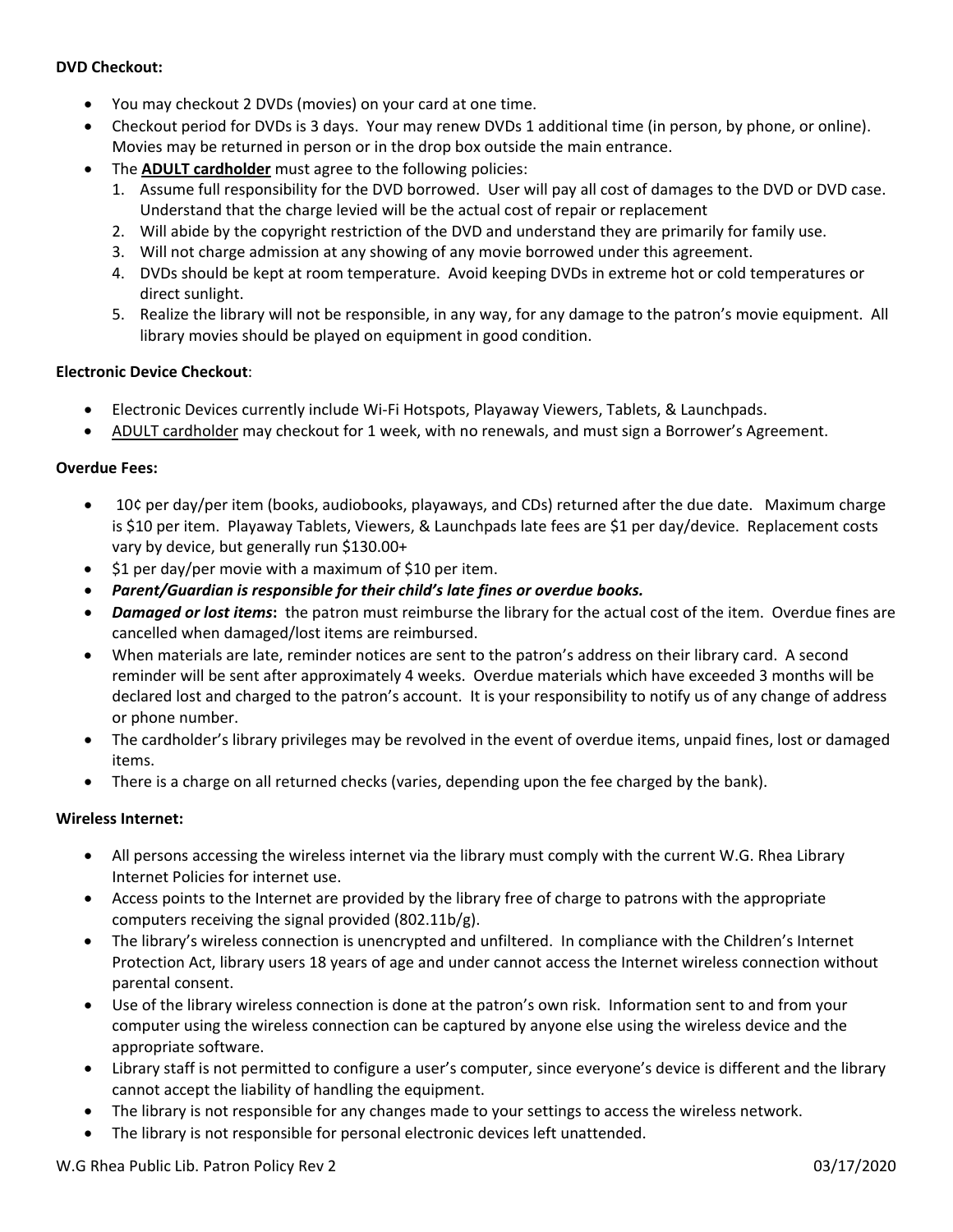**DVD Checkout:**

- You may checkout 2 DVDs (movies) on your card at one time.
- Checkout period for DVDs is 3 days. Your may renew DVDs 1 additional time (in person, by phone, or online). Movies may be returned in person or in the drop box outside the main entrance.
- The **ADULT cardholder** must agree to the following policies:
  1. Assume full responsibility for the DVD borrowed. User will pay all cost of damages to the DVD or DVD case. Understand that the charge levied will be the actual cost of repair or replacement
  2. Will abide by the copyright restriction of the DVD and understand they are primarily for family use.
  3. Will not charge admission at any showing of any movie borrowed under this agreement.
  4. DVDs should be kept at room temperature. Avoid keeping DVDs in extreme hot or cold temperatures or direct sunlight.
  5. Realize the library will not be responsible, in any way, for any damage to the patron's movie equipment. All library movies should be played on equipment in good condition.

**Electronic Device Checkout**:

- Electronic Devices currently include Wi-Fi Hotspots, Playaway Viewers, Tablets, & Launchpads.
- ADULT cardholder may checkout for 1 week, with no renewals, and must sign a Borrower's Agreement.

**Overdue Fees:**

- 10¢ per day/per item (books, audiobooks, playaways, and CDs) returned after the due date. Maximum charge is $10 per item. Playaway Tablets, Viewers, & Launchpads late fees are $1 per day/device. Replacement costs vary by device, but generally run $130.00+
- $1 per day/per movie with a maximum of $10 per item.
- ***Parent/Guardian is responsible for their child's late fines or overdue books.***
- ***Damaged or lost items*****:** the patron must reimburse the library for the actual cost of the item. Overdue fines are cancelled when damaged/lost items are reimbursed.
- When materials are late, reminder notices are sent to the patron's address on their library card. A second reminder will be sent after approximately 4 weeks. Overdue materials which have exceeded 3 months will be declared lost and charged to the patron's account. It is your responsibility to notify us of any change of address or phone number.
- The cardholder's library privileges may be revolved in the event of overdue items, unpaid fines, lost or damaged items.
- There is a charge on all returned checks (varies, depending upon the fee charged by the bank).

**Wireless Internet:**

- All persons accessing the wireless internet via the library must comply with the current W.G. Rhea Library Internet Policies for internet use.
- Access points to the Internet are provided by the library free of charge to patrons with the appropriate computers receiving the signal provided (802.11b/g).
- The library's wireless connection is unencrypted and unfiltered. In compliance with the Children's Internet Protection Act, library users 18 years of age and under cannot access the Internet wireless connection without parental consent.
- Use of the library wireless connection is done at the patron's own risk. Information sent to and from your computer using the wireless connection can be captured by anyone else using the wireless device and the appropriate software.
- Library staff is not permitted to configure a user's computer, since everyone's device is different and the library cannot accept the liability of handling the equipment.
- The library is not responsible for any changes made to your settings to access the wireless network.
- The library is not responsible for personal electronic devices left unattended.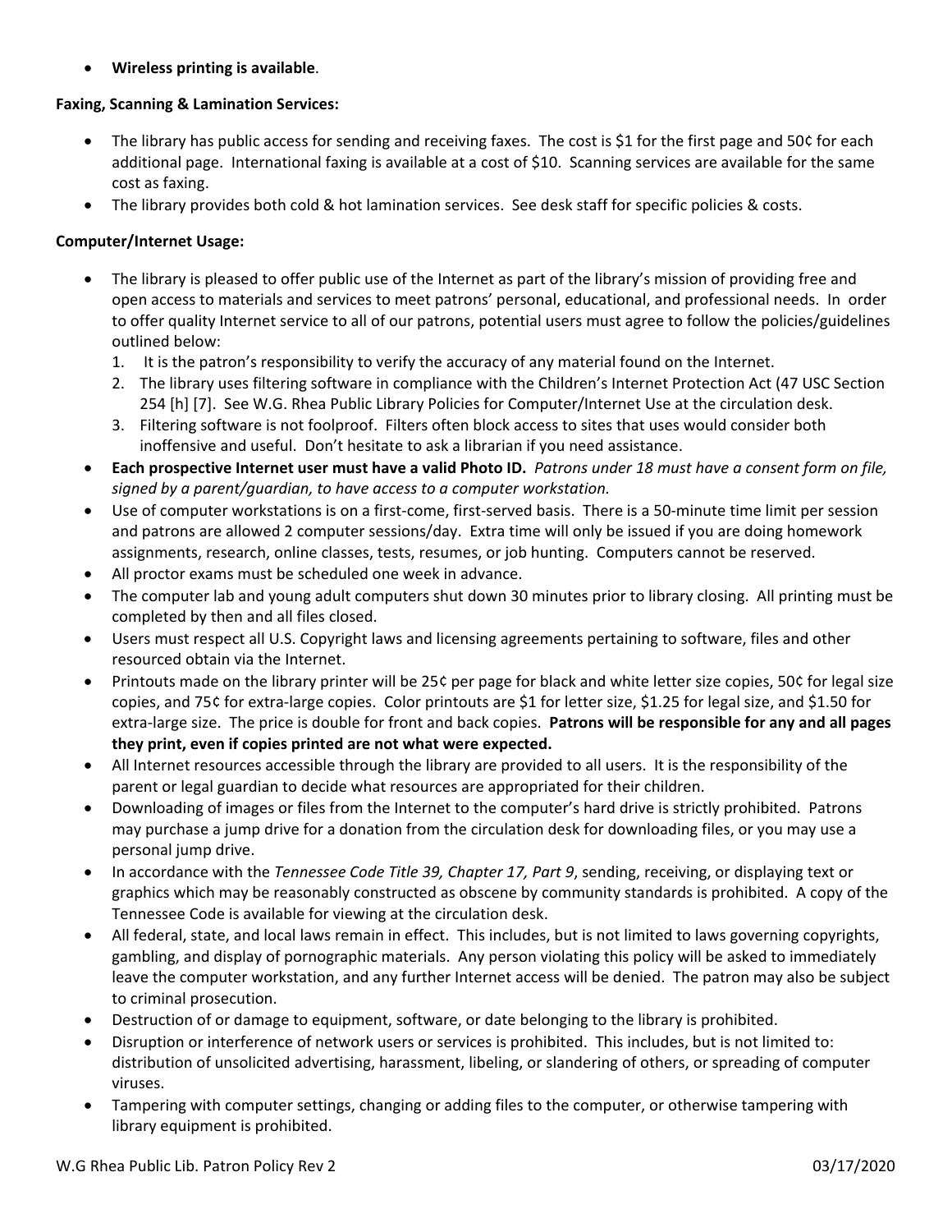- **Wireless printing is available**.

**Faxing, Scanning & Lamination Services:**

- The library has public access for sending and receiving faxes. The cost is $1 for the first page and 50¢ for each additional page. International faxing is available at a cost of $10. Scanning services are available for the same cost as faxing.
- The library provides both cold & hot lamination services. See desk staff for specific policies & costs.

**Computer/Internet Usage:**

- The library is pleased to offer public use of the Internet as part of the library's mission of providing free and open access to materials and services to meet patrons' personal, educational, and professional needs. In order to offer quality Internet service to all of our patrons, potential users must agree to follow the policies/guidelines outlined below:
  1. It is the patron's responsibility to verify the accuracy of any material found on the Internet.
  2. The library uses filtering software in compliance with the Children's Internet Protection Act (47 USC Section 254 [h] [7]. See W.G. Rhea Public Library Policies for Computer/Internet Use at the circulation desk.
  3. Filtering software is not foolproof. Filters often block access to sites that uses would consider both inoffensive and useful. Don't hesitate to ask a librarian if you need assistance.
- **Each prospective Internet user must have a valid Photo ID.** *Patrons under 18 must have a consent form on file, signed by a parent/guardian, to have access to a computer workstation.*
- Use of computer workstations is on a first-come, first-served basis. There is a 50-minute time limit per session and patrons are allowed 2 computer sessions/day. Extra time will only be issued if you are doing homework assignments, research, online classes, tests, resumes, or job hunting. Computers cannot be reserved.
- All proctor exams must be scheduled one week in advance.
- The computer lab and young adult computers shut down 30 minutes prior to library closing. All printing must be completed by then and all files closed.
- Users must respect all U.S. Copyright laws and licensing agreements pertaining to software, files and other resourced obtain via the Internet.
- Printouts made on the library printer will be 25¢ per page for black and white letter size copies, 50¢ for legal size copies, and 75¢ for extra-large copies. Color printouts are $1 for letter size, $1.25 for legal size, and $1.50 for extra-large size. The price is double for front and back copies. **Patrons will be responsible for any and all pages they print, even if copies printed are not what were expected.**
- All Internet resources accessible through the library are provided to all users. It is the responsibility of the parent or legal guardian to decide what resources are appropriated for their children.
- Downloading of images or files from the Internet to the computer's hard drive is strictly prohibited. Patrons may purchase a jump drive for a donation from the circulation desk for downloading files, or you may use a personal jump drive.
- In accordance with the *Tennessee Code Title 39, Chapter 17, Part 9*, sending, receiving, or displaying text or graphics which may be reasonably constructed as obscene by community standards is prohibited. A copy of the Tennessee Code is available for viewing at the circulation desk.
- All federal, state, and local laws remain in effect. This includes, but is not limited to laws governing copyrights, gambling, and display of pornographic materials. Any person violating this policy will be asked to immediately leave the computer workstation, and any further Internet access will be denied. The patron may also be subject to criminal prosecution.
- Destruction of or damage to equipment, software, or date belonging to the library is prohibited.
- Disruption or interference of network users or services is prohibited. This includes, but is not limited to: distribution of unsolicited advertising, harassment, libeling, or slandering of others, or spreading of computer viruses.
- Tampering with computer settings, changing or adding files to the computer, or otherwise tampering with library equipment is prohibited.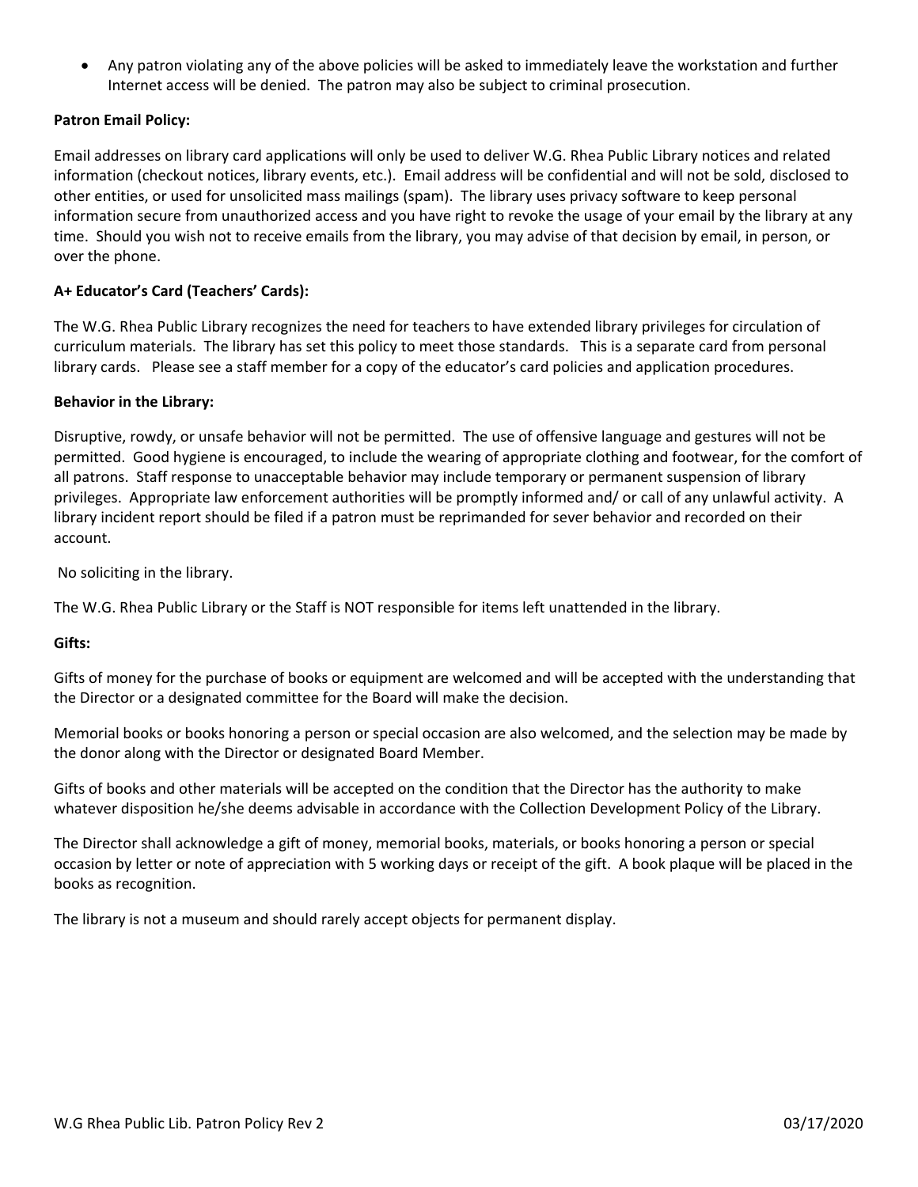- Any patron violating any of the above policies will be asked to immediately leave the workstation and further Internet access will be denied. The patron may also be subject to criminal prosecution.

**Patron Email Policy:**

Email addresses on library card applications will only be used to deliver W.G. Rhea Public Library notices and related information (checkout notices, library events, etc.). Email address will be confidential and will not be sold, disclosed to other entities, or used for unsolicited mass mailings (spam). The library uses privacy software to keep personal information secure from unauthorized access and you have right to revoke the usage of your email by the library at any time. Should you wish not to receive emails from the library, you may advise of that decision by email, in person, or over the phone.

**A+ Educator's Card (Teachers' Cards):**

The W.G. Rhea Public Library recognizes the need for teachers to have extended library privileges for circulation of curriculum materials. The library has set this policy to meet those standards. This is a separate card from personal library cards. Please see a staff member for a copy of the educator's card policies and application procedures.

**Behavior in the Library:**

Disruptive, rowdy, or unsafe behavior will not be permitted. The use of offensive language and gestures will not be permitted. Good hygiene is encouraged, to include the wearing of appropriate clothing and footwear, for the comfort of all patrons. Staff response to unacceptable behavior may include temporary or permanent suspension of library privileges. Appropriate law enforcement authorities will be promptly informed and/ or call of any unlawful activity. A library incident report should be filed if a patron must be reprimanded for sever behavior and recorded on their account.

No soliciting in the library.

The W.G. Rhea Public Library or the Staff is NOT responsible for items left unattended in the library.

**Gifts:**

Gifts of money for the purchase of books or equipment are welcomed and will be accepted with the understanding that the Director or a designated committee for the Board will make the decision.

Memorial books or books honoring a person or special occasion are also welcomed, and the selection may be made by the donor along with the Director or designated Board Member.

Gifts of books and other materials will be accepted on the condition that the Director has the authority to make whatever disposition he/she deems advisable in accordance with the Collection Development Policy of the Library.

The Director shall acknowledge a gift of money, memorial books, materials, or books honoring a person or special occasion by letter or note of appreciation with 5 working days or receipt of the gift. A book plaque will be placed in the books as recognition.

The library is not a museum and should rarely accept objects for permanent display.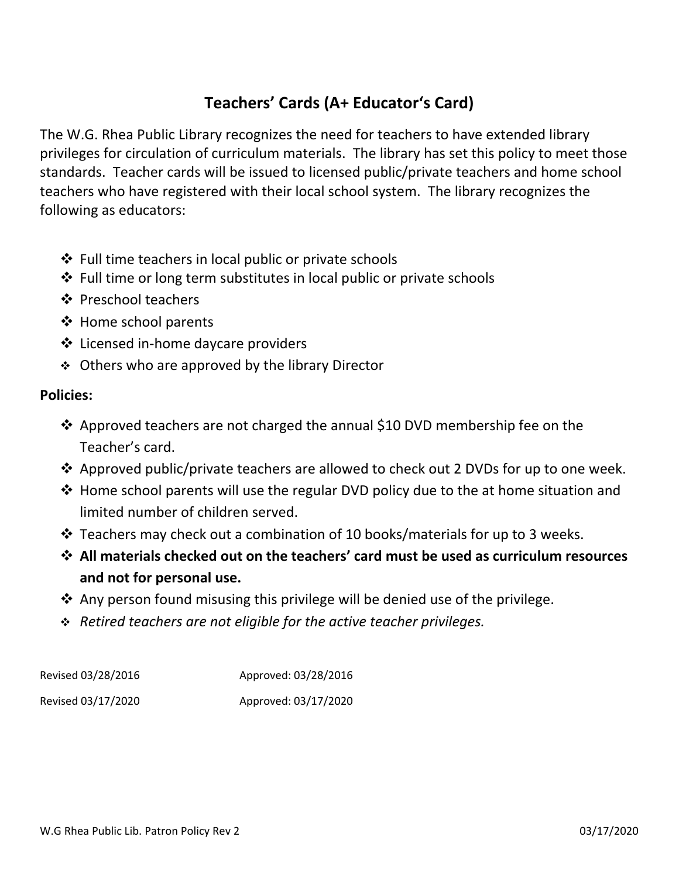## Teachers' Cards (A+ Educator's Card)

The W.G. Rhea Public Library recognizes the need for teachers to have extended library privileges for circulation of curriculum materials. The library has set this policy to meet those standards. Teacher cards will be issued to licensed public/private teachers and home school teachers who have registered with their local school system. The library recognizes the following as educators:

- Full time teachers in local public or private schools
- Full time or long term substitutes in local public or private schools
- Preschool teachers
- Home school parents
- Licensed in-home daycare providers
- Others who are approved by the library Director

**Policies:**

- Approved teachers are not charged the annual $10 DVD membership fee on the Teacher's card.
- Approved public/private teachers are allowed to check out 2 DVDs for up to one week.
- Home school parents will use the regular DVD policy due to the at home situation and limited number of children served.
- Teachers may check out a combination of 10 books/materials for up to 3 weeks.
- **All materials checked out on the teachers' card must be used as curriculum resources and not for personal use.**
- Any person found misusing this privilege will be denied use of the privilege.
- *Retired teachers are not eligible for the active teacher privileges.*

Revised 03/28/2016 Approved: 03/28/2016

Revised 03/17/2020 Approved: 03/17/2020